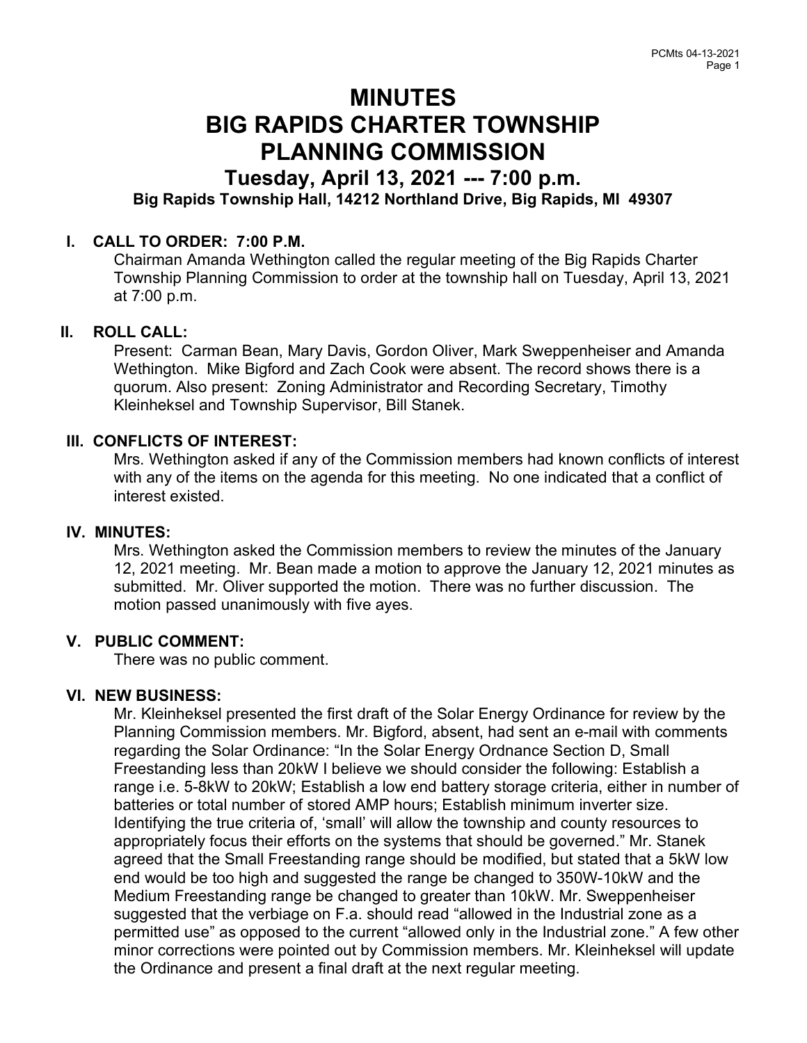# MINUTES
# BIG RAPIDS CHARTER TOWNSHIP
# PLANNING COMMISSION

## Tuesday, April 13, 2021 --- 7:00 p.m.

**Big Rapids Township Hall, 14212 Northland Drive, Big Rapids, MI 49307**

### I. CALL TO ORDER: 7:00 P.M.

Chairman Amanda Wethington called the regular meeting of the Big Rapids Charter Township Planning Commission to order at the township hall on Tuesday, April 13, 2021 at 7:00 p.m.

### II. ROLL CALL:

Present: Carman Bean, Mary Davis, Gordon Oliver, Mark Sweppenheiser and Amanda Wethington. Mike Bigford and Zach Cook were absent. The record shows there is a quorum. Also present: Zoning Administrator and Recording Secretary, Timothy Kleinheksel and Township Supervisor, Bill Stanek.

### III. CONFLICTS OF INTEREST:

Mrs. Wethington asked if any of the Commission members had known conflicts of interest with any of the items on the agenda for this meeting. No one indicated that a conflict of interest existed.

### IV. MINUTES:

Mrs. Wethington asked the Commission members to review the minutes of the January 12, 2021 meeting. Mr. Bean made a motion to approve the January 12, 2021 minutes as submitted. Mr. Oliver supported the motion. There was no further discussion. The motion passed unanimously with five ayes.

### V. PUBLIC COMMENT:

There was no public comment.

### VI. NEW BUSINESS:

Mr. Kleinheksel presented the first draft of the Solar Energy Ordinance for review by the Planning Commission members. Mr. Bigford, absent, had sent an e-mail with comments regarding the Solar Ordinance: "In the Solar Energy Ordnance Section D, Small Freestanding less than 20kW I believe we should consider the following: Establish a range i.e. 5-8kW to 20kW; Establish a low end battery storage criteria, either in number of batteries or total number of stored AMP hours; Establish minimum inverter size. Identifying the true criteria of, 'small' will allow the township and county resources to appropriately focus their efforts on the systems that should be governed." Mr. Stanek agreed that the Small Freestanding range should be modified, but stated that a 5kW low end would be too high and suggested the range be changed to 350W-10kW and the Medium Freestanding range be changed to greater than 10kW. Mr. Sweppenheiser suggested that the verbiage on F.a. should read "allowed in the Industrial zone as a permitted use" as opposed to the current "allowed only in the Industrial zone." A few other minor corrections were pointed out by Commission members. Mr. Kleinheksel will update the Ordinance and present a final draft at the next regular meeting.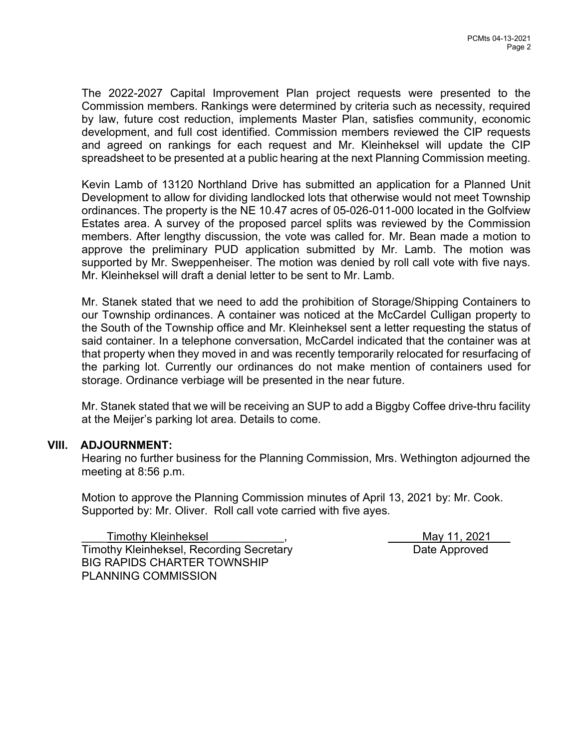The 2022-2027 Capital Improvement Plan project requests were presented to the Commission members. Rankings were determined by criteria such as necessity, required by law, future cost reduction, implements Master Plan, satisfies community, economic development, and full cost identified. Commission members reviewed the CIP requests and agreed on rankings for each request and Mr. Kleinheksel will update the CIP spreadsheet to be presented at a public hearing at the next Planning Commission meeting.

Kevin Lamb of 13120 Northland Drive has submitted an application for a Planned Unit Development to allow for dividing landlocked lots that otherwise would not meet Township ordinances. The property is the NE 10.47 acres of 05-026-011-000 located in the Golfview Estates area. A survey of the proposed parcel splits was reviewed by the Commission members. After lengthy discussion, the vote was called for. Mr. Bean made a motion to approve the preliminary PUD application submitted by Mr. Lamb. The motion was supported by Mr. Sweppenheiser. The motion was denied by roll call vote with five nays. Mr. Kleinheksel will draft a denial letter to be sent to Mr. Lamb.

Mr. Stanek stated that we need to add the prohibition of Storage/Shipping Containers to our Township ordinances. A container was noticed at the McCardel Culligan property to the South of the Township office and Mr. Kleinheksel sent a letter requesting the status of said container. In a telephone conversation, McCardel indicated that the container was at that property when they moved in and was recently temporarily relocated for resurfacing of the parking lot. Currently our ordinances do not make mention of containers used for storage. Ordinance verbiage will be presented in the near future.

Mr. Stanek stated that we will be receiving an SUP to add a Biggby Coffee drive-thru facility at the Meijer's parking lot area. Details to come.

## VIII. ADJOURNMENT:

Hearing no further business for the Planning Commission, Mrs. Wethington adjourned the meeting at 8:56 p.m.

Motion to approve the Planning Commission minutes of April 13, 2021 by: Mr. Cook. Supported by: Mr. Oliver. Roll call vote carried with five ayes.

Timothy Kleinheksel, May 11, 2021

Timothy Kleinheksel, Recording Secretary — Date Approved

BIG RAPIDS CHARTER TOWNSHIP
PLANNING COMMISSION